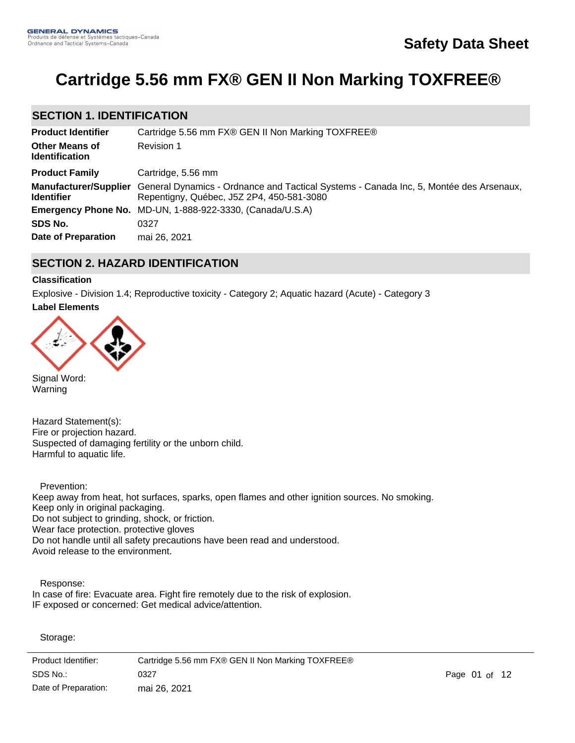# Cartridge 5.56 mm FX® GEN II Non Marking TOXFREE®

Safety Data Sheet

## SECTION 1. IDENTIFICATION

| | |
|---|---|
| **Product Identifier** | Cartridge 5.56 mm FX® GEN II Non Marking TOXFREE® |
| **Other Means of Identification** | Revision 1 |
| **Product Family** | Cartridge, 5.56 mm |
| **Manufacturer/Supplier Identifier** | General Dynamics - Ordnance and Tactical Systems - Canada Inc, 5, Montée des Arsenaux, Repentigny, Québec, J5Z 2P4, 450-581-3080 |
| **Emergency Phone No.** | MD-UN, 1-888-922-3330, (Canada/U.S.A) |
| **SDS No.** | 0327 |
| **Date of Preparation** | mai 26, 2021 |

## SECTION 2. HAZARD IDENTIFICATION

**Classification**

Explosive - Division 1.4; Reproductive toxicity - Category 2; Aquatic hazard (Acute) - Category 3

**Label Elements**

Signal Word:
Warning

Hazard Statement(s):
Fire or projection hazard.
Suspected of damaging fertility or the unborn child.
Harmful to aquatic life.

Prevention:
Keep away from heat, hot surfaces, sparks, open flames and other ignition sources. No smoking.
Keep only in original packaging.
Do not subject to grinding, shock, or friction.
Wear face protection. protective gloves
Do not handle until all safety precautions have been read and understood.
Avoid release to the environment.

Response:
In case of fire: Evacuate area. Fight fire remotely due to the risk of explosion.
IF exposed or concerned: Get medical advice/attention.

Storage: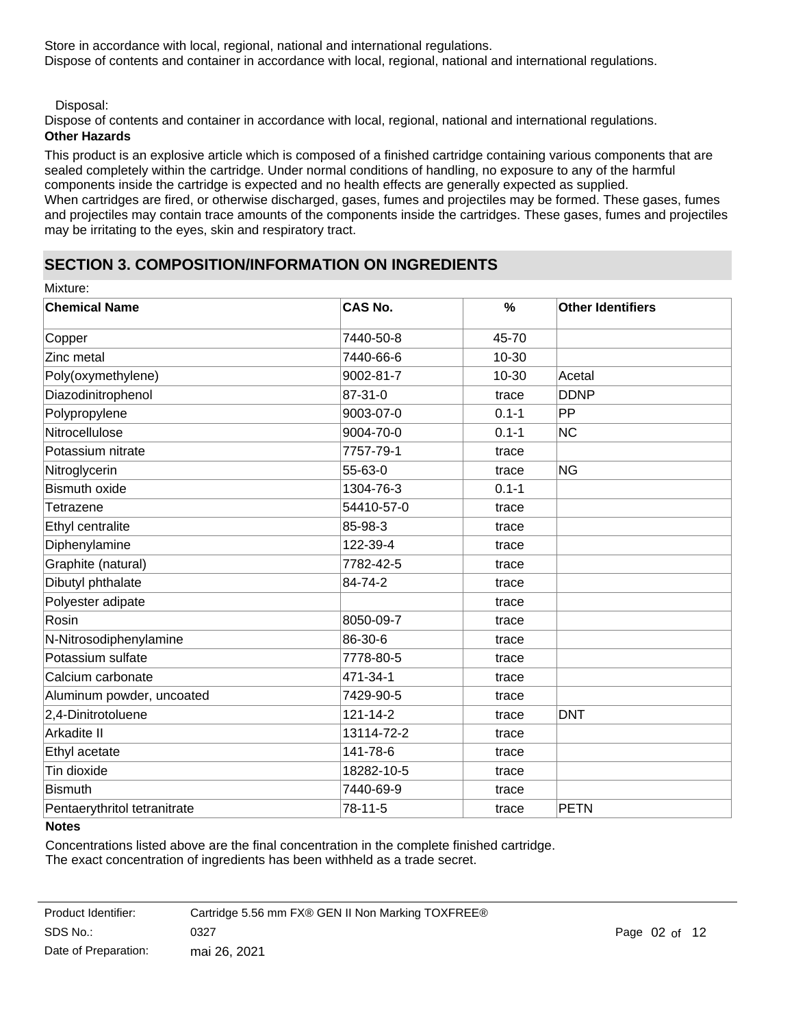Store in accordance with local, regional, national and international regulations.
Dispose of contents and container in accordance with local, regional, national and international regulations.

Disposal:

Dispose of contents and container in accordance with local, regional, national and international regulations.

**Other Hazards**

This product is an explosive article which is composed of a finished cartridge containing various components that are sealed completely within the cartridge. Under normal conditions of handling, no exposure to any of the harmful components inside the cartridge is expected and no health effects are generally expected as supplied.
When cartridges are fired, or otherwise discharged, gases, fumes and projectiles may be formed. These gases, fumes and projectiles may contain trace amounts of the components inside the cartridges. These gases, fumes and projectiles may be irritating to the eyes, skin and respiratory tract.

## SECTION 3. COMPOSITION/INFORMATION ON INGREDIENTS

Mixture:

| Chemical Name | CAS No. | % | Other Identifiers |
|---|---|---|---|
| Copper | 7440-50-8 | 45-70 | |
| Zinc metal | 7440-66-6 | 10-30 | |
| Poly(oxymethylene) | 9002-81-7 | 10-30 | Acetal |
| Diazodinitrophenol | 87-31-0 | trace | DDNP |
| Polypropylene | 9003-07-0 | 0.1-1 | PP |
| Nitrocellulose | 9004-70-0 | 0.1-1 | NC |
| Potassium nitrate | 7757-79-1 | trace | |
| Nitroglycerin | 55-63-0 | trace | NG |
| Bismuth oxide | 1304-76-3 | 0.1-1 | |
| Tetrazene | 54410-57-0 | trace | |
| Ethyl centralite | 85-98-3 | trace | |
| Diphenylamine | 122-39-4 | trace | |
| Graphite (natural) | 7782-42-5 | trace | |
| Dibutyl phthalate | 84-74-2 | trace | |
| Polyester adipate | | trace | |
| Rosin | 8050-09-7 | trace | |
| N-Nitrosodiphenylamine | 86-30-6 | trace | |
| Potassium sulfate | 7778-80-5 | trace | |
| Calcium carbonate | 471-34-1 | trace | |
| Aluminum powder, uncoated | 7429-90-5 | trace | |
| 2,4-Dinitrotoluene | 121-14-2 | trace | DNT |
| Arkadite II | 13114-72-2 | trace | |
| Ethyl acetate | 141-78-6 | trace | |
| Tin dioxide | 18282-10-5 | trace | |
| Bismuth | 7440-69-9 | trace | |
| Pentaerythritol tetranitrate | 78-11-5 | trace | PETN |

**Notes**

Concentrations listed above are the final concentration in the complete finished cartridge.
The exact concentration of ingredients has been withheld as a trade secret.

| Product Identifier: | Cartridge 5.56 mm FX® GEN II Non Marking TOXFREE® |
|---|---|
| SDS No.: | 0327 |
| Date of Preparation: | mai 26, 2021 |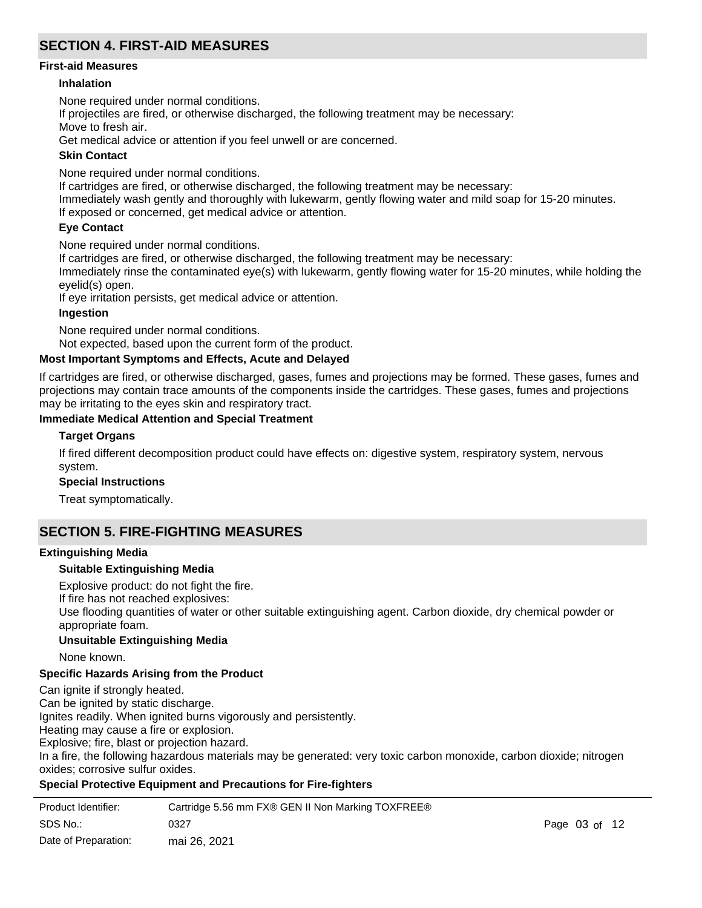## SECTION 4. FIRST-AID MEASURES

### First-aid Measures

#### Inhalation

None required under normal conditions.
If projectiles are fired, or otherwise discharged, the following treatment may be necessary:
Move to fresh air.
Get medical advice or attention if you feel unwell or are concerned.

#### Skin Contact

None required under normal conditions.
If cartridges are fired, or otherwise discharged, the following treatment may be necessary:
Immediately wash gently and thoroughly with lukewarm, gently flowing water and mild soap for 15-20 minutes.
If exposed or concerned, get medical advice or attention.

#### Eye Contact

None required under normal conditions.
If cartridges are fired, or otherwise discharged, the following treatment may be necessary:
Immediately rinse the contaminated eye(s) with lukewarm, gently flowing water for 15-20 minutes, while holding the eyelid(s) open.
If eye irritation persists, get medical advice or attention.

#### Ingestion

None required under normal conditions.
Not expected, based upon the current form of the product.

### Most Important Symptoms and Effects, Acute and Delayed

If cartridges are fired, or otherwise discharged, gases, fumes and projections may be formed. These gases, fumes and projections may contain trace amounts of the components inside the cartridges. These gases, fumes and projections may be irritating to the eyes skin and respiratory tract.

### Immediate Medical Attention and Special Treatment

#### Target Organs

If fired different decomposition product could have effects on: digestive system, respiratory system, nervous system.

#### Special Instructions

Treat symptomatically.

## SECTION 5. FIRE-FIGHTING MEASURES

### Extinguishing Media

#### Suitable Extinguishing Media

Explosive product: do not fight the fire.
If fire has not reached explosives:
Use flooding quantities of water or other suitable extinguishing agent. Carbon dioxide, dry chemical powder or appropriate foam.

#### Unsuitable Extinguishing Media

None known.

### Specific Hazards Arising from the Product

Can ignite if strongly heated.
Can be ignited by static discharge.
Ignites readily. When ignited burns vigorously and persistently.
Heating may cause a fire or explosion.
Explosive; fire, blast or projection hazard.
In a fire, the following hazardous materials may be generated: very toxic carbon monoxide, carbon dioxide; nitrogen oxides; corrosive sulfur oxides.

### Special Protective Equipment and Precautions for Fire-fighters

| | |
|---|---|
| Product Identifier: | Cartridge 5.56 mm FX® GEN II Non Marking TOXFREE® |
| SDS No.: | 0327 |
| Date of Preparation: | mai 26, 2021 |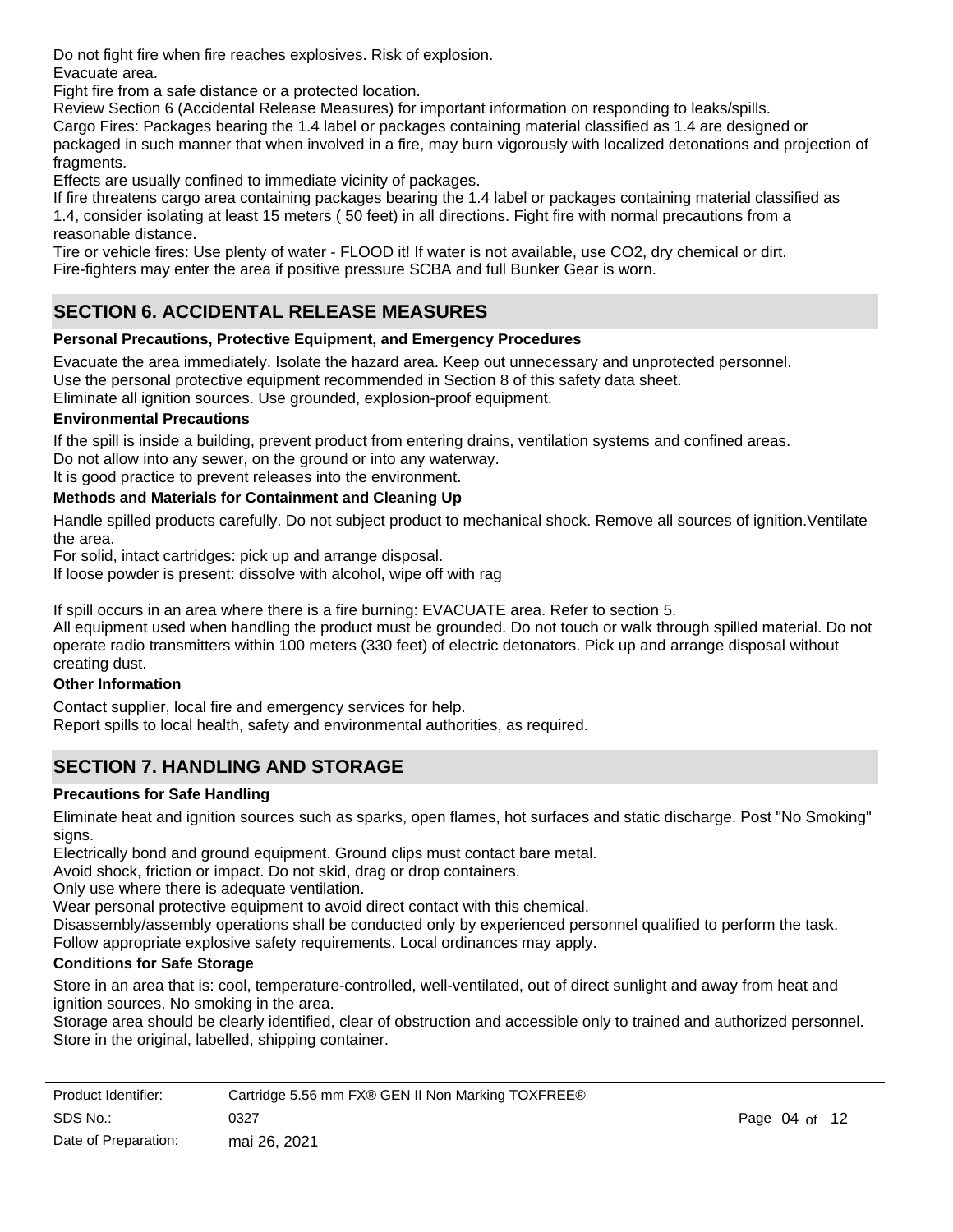Do not fight fire when fire reaches explosives. Risk of explosion.
Evacuate area.
Fight fire from a safe distance or a protected location.
Review Section 6 (Accidental Release Measures) for important information on responding to leaks/spills.
Cargo Fires: Packages bearing the 1.4 label or packages containing material classified as 1.4 are designed or packaged in such manner that when involved in a fire, may burn vigorously with localized detonations and projection of fragments.
Effects are usually confined to immediate vicinity of packages.
If fire threatens cargo area containing packages bearing the 1.4 label or packages containing material classified as 1.4, consider isolating at least 15 meters ( 50 feet) in all directions. Fight fire with normal precautions from a reasonable distance.
Tire or vehicle fires: Use plenty of water - FLOOD it! If water is not available, use CO2, dry chemical or dirt.
Fire-fighters may enter the area if positive pressure SCBA and full Bunker Gear is worn.

## SECTION 6. ACCIDENTAL RELEASE MEASURES

### Personal Precautions, Protective Equipment, and Emergency Procedures

Evacuate the area immediately. Isolate the hazard area. Keep out unnecessary and unprotected personnel.
Use the personal protective equipment recommended in Section 8 of this safety data sheet.
Eliminate all ignition sources. Use grounded, explosion-proof equipment.

### Environmental Precautions

If the spill is inside a building, prevent product from entering drains, ventilation systems and confined areas.
Do not allow into any sewer, on the ground or into any waterway.
It is good practice to prevent releases into the environment.

### Methods and Materials for Containment and Cleaning Up

Handle spilled products carefully. Do not subject product to mechanical shock. Remove all sources of ignition.Ventilate the area.
For solid, intact cartridges: pick up and arrange disposal.
If loose powder is present: dissolve with alcohol, wipe off with rag

If spill occurs in an area where there is a fire burning: EVACUATE area. Refer to section 5.
All equipment used when handling the product must be grounded. Do not touch or walk through spilled material. Do not operate radio transmitters within 100 meters (330 feet) of electric detonators. Pick up and arrange disposal without creating dust.

### Other Information

Contact supplier, local fire and emergency services for help.
Report spills to local health, safety and environmental authorities, as required.

## SECTION 7. HANDLING AND STORAGE

### Precautions for Safe Handling

Eliminate heat and ignition sources such as sparks, open flames, hot surfaces and static discharge. Post "No Smoking" signs.
Electrically bond and ground equipment. Ground clips must contact bare metal.
Avoid shock, friction or impact. Do not skid, drag or drop containers.
Only use where there is adequate ventilation.
Wear personal protective equipment to avoid direct contact with this chemical.
Disassembly/assembly operations shall be conducted only by experienced personnel qualified to perform the task.
Follow appropriate explosive safety requirements. Local ordinances may apply.

### Conditions for Safe Storage

Store in an area that is: cool, temperature-controlled, well-ventilated, out of direct sunlight and away from heat and ignition sources. No smoking in the area.
Storage area should be clearly identified, clear of obstruction and accessible only to trained and authorized personnel.
Store in the original, labelled, shipping container.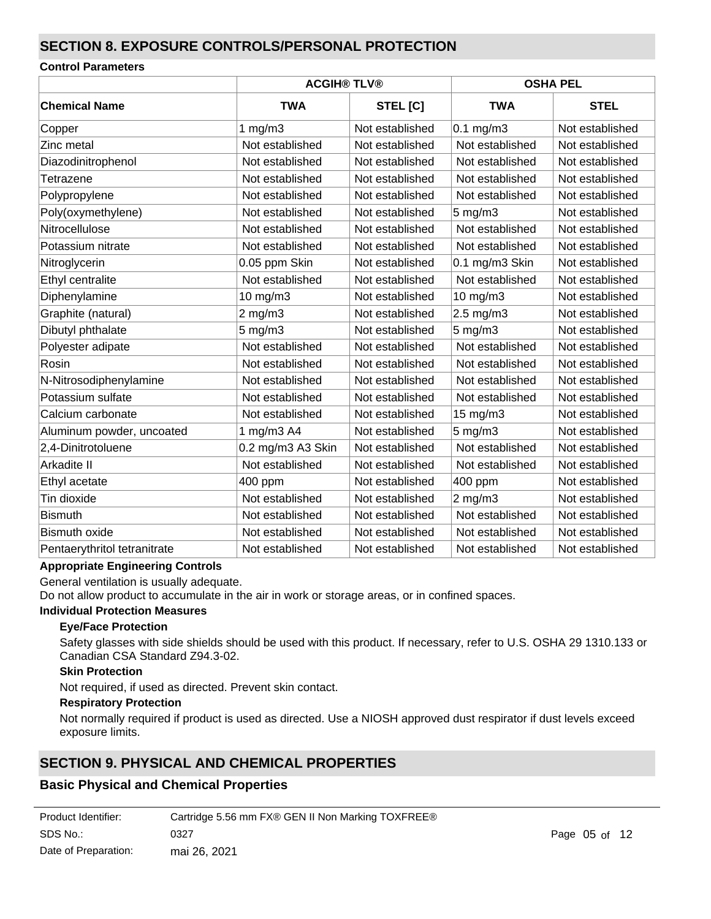## SECTION 8. EXPOSURE CONTROLS/PERSONAL PROTECTION

**Control Parameters**

| | ACGIH® TLV® | | OSHA PEL | |
|---|---|---|---|---|
| **Chemical Name** | **TWA** | **STEL [C]** | **TWA** | **STEL** |
| Copper | 1 mg/m3 | Not established | 0.1 mg/m3 | Not established |
| Zinc metal | Not established | Not established | Not established | Not established |
| Diazodinitrophenol | Not established | Not established | Not established | Not established |
| Tetrazene | Not established | Not established | Not established | Not established |
| Polypropylene | Not established | Not established | Not established | Not established |
| Poly(oxymethylene) | Not established | Not established | 5 mg/m3 | Not established |
| Nitrocellulose | Not established | Not established | Not established | Not established |
| Potassium nitrate | Not established | Not established | Not established | Not established |
| Nitroglycerin | 0.05 ppm Skin | Not established | 0.1 mg/m3 Skin | Not established |
| Ethyl centralite | Not established | Not established | Not established | Not established |
| Diphenylamine | 10 mg/m3 | Not established | 10 mg/m3 | Not established |
| Graphite (natural) | 2 mg/m3 | Not established | 2.5 mg/m3 | Not established |
| Dibutyl phthalate | 5 mg/m3 | Not established | 5 mg/m3 | Not established |
| Polyester adipate | Not established | Not established | Not established | Not established |
| Rosin | Not established | Not established | Not established | Not established |
| N-Nitrosodiphenylamine | Not established | Not established | Not established | Not established |
| Potassium sulfate | Not established | Not established | Not established | Not established |
| Calcium carbonate | Not established | Not established | 15 mg/m3 | Not established |
| Aluminum powder, uncoated | 1 mg/m3 A4 | Not established | 5 mg/m3 | Not established |
| 2,4-Dinitrotoluene | 0.2 mg/m3 A3 Skin | Not established | Not established | Not established |
| Arkadite II | Not established | Not established | Not established | Not established |
| Ethyl acetate | 400 ppm | Not established | 400 ppm | Not established |
| Tin dioxide | Not established | Not established | 2 mg/m3 | Not established |
| Bismuth | Not established | Not established | Not established | Not established |
| Bismuth oxide | Not established | Not established | Not established | Not established |
| Pentaerythritol tetranitrate | Not established | Not established | Not established | Not established |

**Appropriate Engineering Controls**

General ventilation is usually adequate.
Do not allow product to accumulate in the air in work or storage areas, or in confined spaces.

**Individual Protection Measures**

**Eye/Face Protection**

Safety glasses with side shields should be used with this product. If necessary, refer to U.S. OSHA 29 1310.133 or Canadian CSA Standard Z94.3-02.

**Skin Protection**

Not required, if used as directed. Prevent skin contact.

**Respiratory Protection**

Not normally required if product is used as directed. Use a NIOSH approved dust respirator if dust levels exceed exposure limits.

## SECTION 9. PHYSICAL AND CHEMICAL PROPERTIES

### Basic Physical and Chemical Properties

| | |
|---|---|
| Product Identifier: | Cartridge 5.56 mm FX® GEN II Non Marking TOXFREE® |
| SDS No.: | 0327 |
| Date of Preparation: | mai 26, 2021 |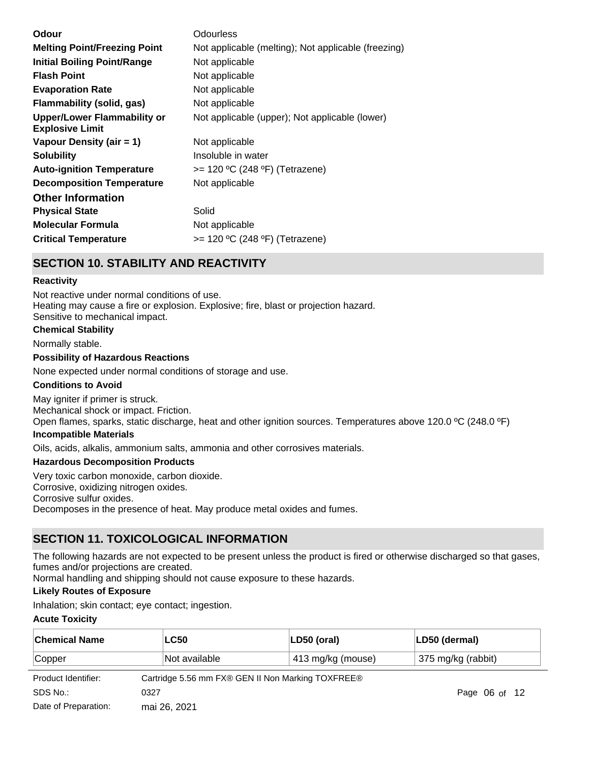| | |
|---|---|
| **Odour** | Odourless |
| **Melting Point/Freezing Point** | Not applicable (melting); Not applicable (freezing) |
| **Initial Boiling Point/Range** | Not applicable |
| **Flash Point** | Not applicable |
| **Evaporation Rate** | Not applicable |
| **Flammability (solid, gas)** | Not applicable |
| **Upper/Lower Flammability or Explosive Limit** | Not applicable (upper); Not applicable (lower) |
| **Vapour Density (air = 1)** | Not applicable |
| **Solubility** | Insoluble in water |
| **Auto-ignition Temperature** | >= 120 ºC (248 ºF) (Tetrazene) |
| **Decomposition Temperature** | Not applicable |

### Other Information

| | |
|---|---|
| **Physical State** | Solid |
| **Molecular Formula** | Not applicable |
| **Critical Temperature** | >= 120 ºC (248 ºF) (Tetrazene) |

## SECTION 10. STABILITY AND REACTIVITY

**Reactivity**

Not reactive under normal conditions of use.
Heating may cause a fire or explosion. Explosive; fire, blast or projection hazard.
Sensitive to mechanical impact.

**Chemical Stability**

Normally stable.

**Possibility of Hazardous Reactions**

None expected under normal conditions of storage and use.

**Conditions to Avoid**

May igniter if primer is struck.
Mechanical shock or impact. Friction.
Open flames, sparks, static discharge, heat and other ignition sources. Temperatures above 120.0 ºC (248.0 ºF)

**Incompatible Materials**

Oils, acids, alkalis, ammonium salts, ammonia and other corrosives materials.

**Hazardous Decomposition Products**

Very toxic carbon monoxide, carbon dioxide.
Corrosive, oxidizing nitrogen oxides.
Corrosive sulfur oxides.
Decomposes in the presence of heat. May produce metal oxides and fumes.

## SECTION 11. TOXICOLOGICAL INFORMATION

The following hazards are not expected to be present unless the product is fired or otherwise discharged so that gases, fumes and/or projections are created.
Normal handling and shipping should not cause exposure to these hazards.

**Likely Routes of Exposure**

Inhalation; skin contact; eye contact; ingestion.

**Acute Toxicity**

| Chemical Name | LC50 | LD50 (oral) | LD50 (dermal) |
|---|---|---|---|
| Copper | Not available | 413 mg/kg (mouse) | 375 mg/kg (rabbit) |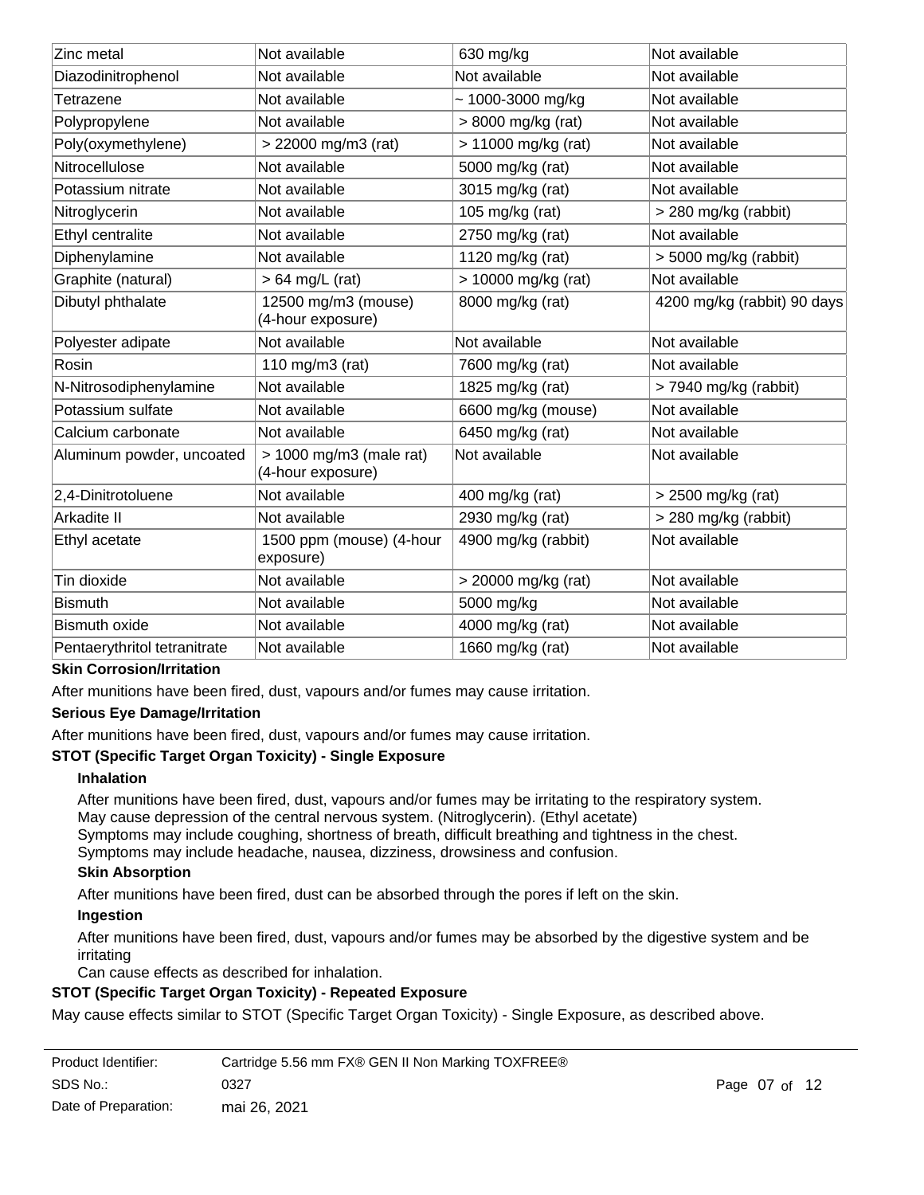| Zinc metal | Not available | 630 mg/kg | Not available |
|---|---|---|---|
| Diazodinitrophenol | Not available | Not available | Not available |
| Tetrazene | Not available | ~ 1000-3000 mg/kg | Not available |
| Polypropylene | Not available | > 8000 mg/kg (rat) | Not available |
| Poly(oxymethylene) | > 22000 mg/m3 (rat) | > 11000 mg/kg (rat) | Not available |
| Nitrocellulose | Not available | 5000 mg/kg (rat) | Not available |
| Potassium nitrate | Not available | 3015 mg/kg (rat) | Not available |
| Nitroglycerin | Not available | 105 mg/kg (rat) | > 280 mg/kg (rabbit) |
| Ethyl centralite | Not available | 2750 mg/kg (rat) | Not available |
| Diphenylamine | Not available | 1120 mg/kg (rat) | > 5000 mg/kg (rabbit) |
| Graphite (natural) | > 64 mg/L (rat) | > 10000 mg/kg (rat) | Not available |
| Dibutyl phthalate | 12500 mg/m3 (mouse) (4-hour exposure) | 8000 mg/kg (rat) | 4200 mg/kg (rabbit) 90 days |
| Polyester adipate | Not available | Not available | Not available |
| Rosin | 110 mg/m3 (rat) | 7600 mg/kg (rat) | Not available |
| N-Nitrosodiphenylamine | Not available | 1825 mg/kg (rat) | > 7940 mg/kg (rabbit) |
| Potassium sulfate | Not available | 6600 mg/kg (mouse) | Not available |
| Calcium carbonate | Not available | 6450 mg/kg (rat) | Not available |
| Aluminum powder, uncoated | > 1000 mg/m3 (male rat) (4-hour exposure) | Not available | Not available |
| 2,4-Dinitrotoluene | Not available | 400 mg/kg (rat) | > 2500 mg/kg (rat) |
| Arkadite II | Not available | 2930 mg/kg (rat) | > 280 mg/kg (rabbit) |
| Ethyl acetate | 1500 ppm (mouse) (4-hour exposure) | 4900 mg/kg (rabbit) | Not available |
| Tin dioxide | Not available | > 20000 mg/kg (rat) | Not available |
| Bismuth | Not available | 5000 mg/kg | Not available |
| Bismuth oxide | Not available | 4000 mg/kg (rat) | Not available |
| Pentaerythritol tetranitrate | Not available | 1660 mg/kg (rat) | Not available |

**Skin Corrosion/Irritation**

After munitions have been fired, dust, vapours and/or fumes may cause irritation.

**Serious Eye Damage/Irritation**

After munitions have been fired, dust, vapours and/or fumes may cause irritation.

**STOT (Specific Target Organ Toxicity) - Single Exposure**

**Inhalation**

After munitions have been fired, dust, vapours and/or fumes may be irritating to the respiratory system.
May cause depression of the central nervous system. (Nitroglycerin). (Ethyl acetate)
Symptoms may include coughing, shortness of breath, difficult breathing and tightness in the chest.
Symptoms may include headache, nausea, dizziness, drowsiness and confusion.

**Skin Absorption**

After munitions have been fired, dust can be absorbed through the pores if left on the skin.

**Ingestion**

After munitions have been fired, dust, vapours and/or fumes may be absorbed by the digestive system and be irritating
Can cause effects as described for inhalation.

**STOT (Specific Target Organ Toxicity) - Repeated Exposure**

May cause effects similar to STOT (Specific Target Organ Toxicity) - Single Exposure, as described above.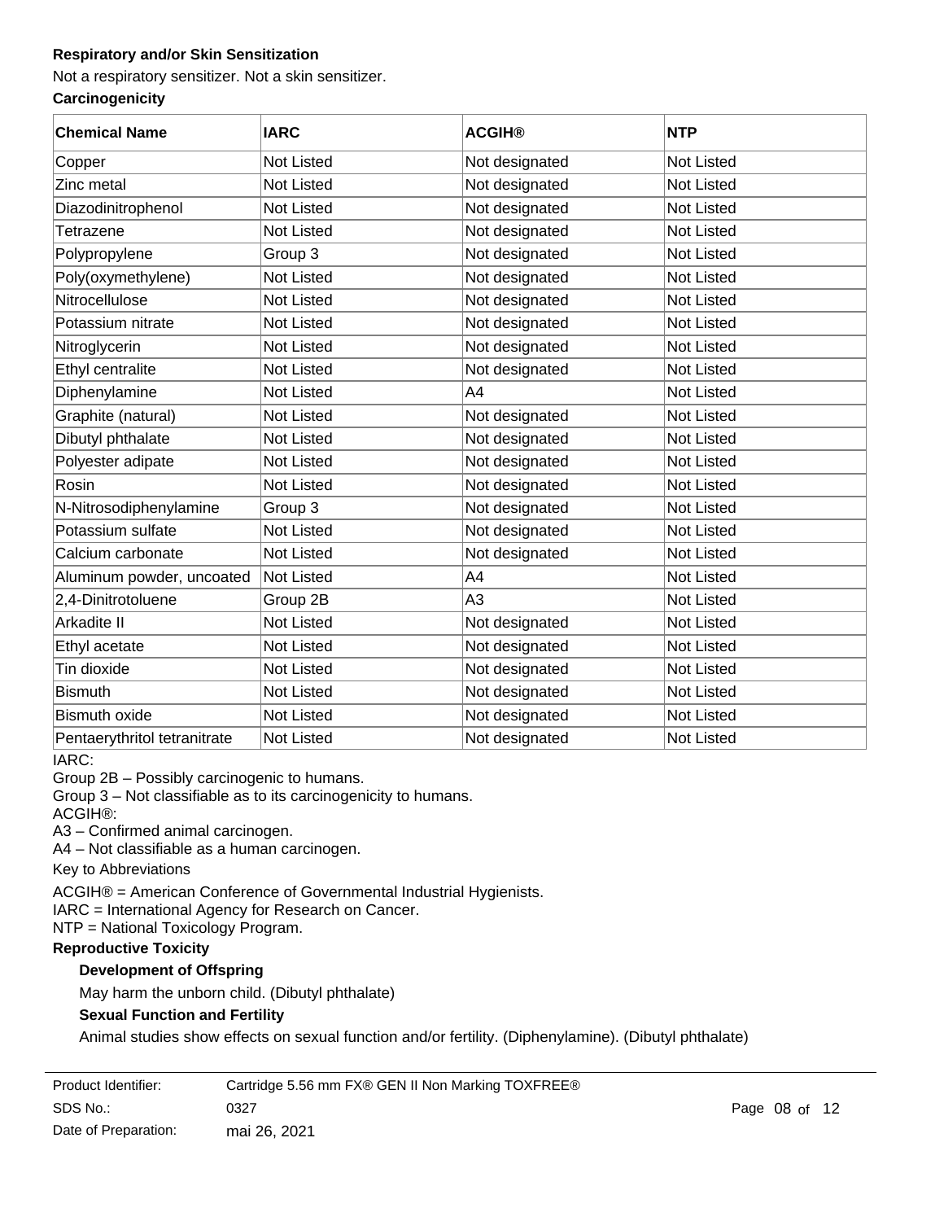**Respiratory and/or Skin Sensitization**

Not a respiratory sensitizer. Not a skin sensitizer.

**Carcinogenicity**

| Chemical Name | IARC | ACGIH® | NTP |
|---|---|---|---|
| Copper | Not Listed | Not designated | Not Listed |
| Zinc metal | Not Listed | Not designated | Not Listed |
| Diazodinitrophenol | Not Listed | Not designated | Not Listed |
| Tetrazene | Not Listed | Not designated | Not Listed |
| Polypropylene | Group 3 | Not designated | Not Listed |
| Poly(oxymethylene) | Not Listed | Not designated | Not Listed |
| Nitrocellulose | Not Listed | Not designated | Not Listed |
| Potassium nitrate | Not Listed | Not designated | Not Listed |
| Nitroglycerin | Not Listed | Not designated | Not Listed |
| Ethyl centralite | Not Listed | Not designated | Not Listed |
| Diphenylamine | Not Listed | A4 | Not Listed |
| Graphite (natural) | Not Listed | Not designated | Not Listed |
| Dibutyl phthalate | Not Listed | Not designated | Not Listed |
| Polyester adipate | Not Listed | Not designated | Not Listed |
| Rosin | Not Listed | Not designated | Not Listed |
| N-Nitrosodiphenylamine | Group 3 | Not designated | Not Listed |
| Potassium sulfate | Not Listed | Not designated | Not Listed |
| Calcium carbonate | Not Listed | Not designated | Not Listed |
| Aluminum powder, uncoated | Not Listed | A4 | Not Listed |
| 2,4-Dinitrotoluene | Group 2B | A3 | Not Listed |
| Arkadite II | Not Listed | Not designated | Not Listed |
| Ethyl acetate | Not Listed | Not designated | Not Listed |
| Tin dioxide | Not Listed | Not designated | Not Listed |
| Bismuth | Not Listed | Not designated | Not Listed |
| Bismuth oxide | Not Listed | Not designated | Not Listed |
| Pentaerythritol tetranitrate | Not Listed | Not designated | Not Listed |

IARC:
Group 2B – Possibly carcinogenic to humans.
Group 3 – Not classifiable as to its carcinogenicity to humans.
ACGIH®:
A3 – Confirmed animal carcinogen.
A4 – Not classifiable as a human carcinogen.

Key to Abbreviations

ACGIH® = American Conference of Governmental Industrial Hygienists.
IARC = International Agency for Research on Cancer.
NTP = National Toxicology Program.

**Reproductive Toxicity**

**Development of Offspring**

May harm the unborn child. (Dibutyl phthalate)

**Sexual Function and Fertility**

Animal studies show effects on sexual function and/or fertility. (Diphenylamine). (Dibutyl phthalate)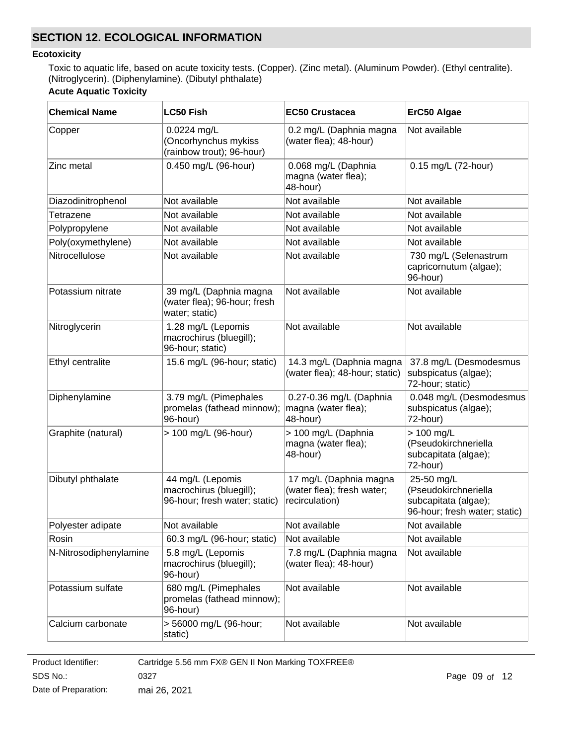## SECTION 12. ECOLOGICAL INFORMATION

### Ecotoxicity

Toxic to aquatic life, based on acute toxicity tests. (Copper). (Zinc metal). (Aluminum Powder). (Ethyl centralite). (Nitroglycerin). (Diphenylamine). (Dibutyl phthalate)

**Acute Aquatic Toxicity**

| Chemical Name | LC50 Fish | EC50 Crustacea | ErC50 Algae |
|---|---|---|---|
| Copper | 0.0224 mg/L (Oncorhynchus mykiss (rainbow trout); 96-hour) | 0.2 mg/L (Daphnia magna (water flea); 48-hour) | Not available |
| Zinc metal | 0.450 mg/L (96-hour) | 0.068 mg/L (Daphnia magna (water flea); 48-hour) | 0.15 mg/L (72-hour) |
| Diazodinitrophenol | Not available | Not available | Not available |
| Tetrazene | Not available | Not available | Not available |
| Polypropylene | Not available | Not available | Not available |
| Poly(oxymethylene) | Not available | Not available | Not available |
| Nitrocellulose | Not available | Not available | 730 mg/L (Selenastrum capricornutum (algae); 96-hour) |
| Potassium nitrate | 39 mg/L (Daphnia magna (water flea); 96-hour; fresh water; static) | Not available | Not available |
| Nitroglycerin | 1.28 mg/L (Lepomis macrochirus (bluegill); 96-hour; static) | Not available | Not available |
| Ethyl centralite | 15.6 mg/L (96-hour; static) | 14.3 mg/L (Daphnia magna (water flea); 48-hour; static) | 37.8 mg/L (Desmodesmus subspicatus (algae); 72-hour; static) |
| Diphenylamine | 3.79 mg/L (Pimephales promelas (fathead minnow); 96-hour) | 0.27-0.36 mg/L (Daphnia magna (water flea); 48-hour) | 0.048 mg/L (Desmodesmus subspicatus (algae); 72-hour) |
| Graphite (natural) | > 100 mg/L (96-hour) | > 100 mg/L (Daphnia magna (water flea); 48-hour) | > 100 mg/L (Pseudokirchneriella subcapitata (algae); 72-hour) |
| Dibutyl phthalate | 44 mg/L (Lepomis macrochirus (bluegill); 96-hour; fresh water; static) | 17 mg/L (Daphnia magna (water flea); fresh water; recirculation) | 25-50 mg/L (Pseudokirchneriella subcapitata (algae); 96-hour; fresh water; static) |
| Polyester adipate | Not available | Not available | Not available |
| Rosin | 60.3 mg/L (96-hour; static) | Not available | Not available |
| N-Nitrosodiphenylamine | 5.8 mg/L (Lepomis macrochirus (bluegill); 96-hour) | 7.8 mg/L (Daphnia magna (water flea); 48-hour) | Not available |
| Potassium sulfate | 680 mg/L (Pimephales promelas (fathead minnow); 96-hour) | Not available | Not available |
| Calcium carbonate | > 56000 mg/L (96-hour; static) | Not available | Not available |

Product Identifier: Cartridge 5.56 mm FX® GEN II Non Marking TOXFREE®
SDS No.: 0327
Date of Preparation: mai 26, 2021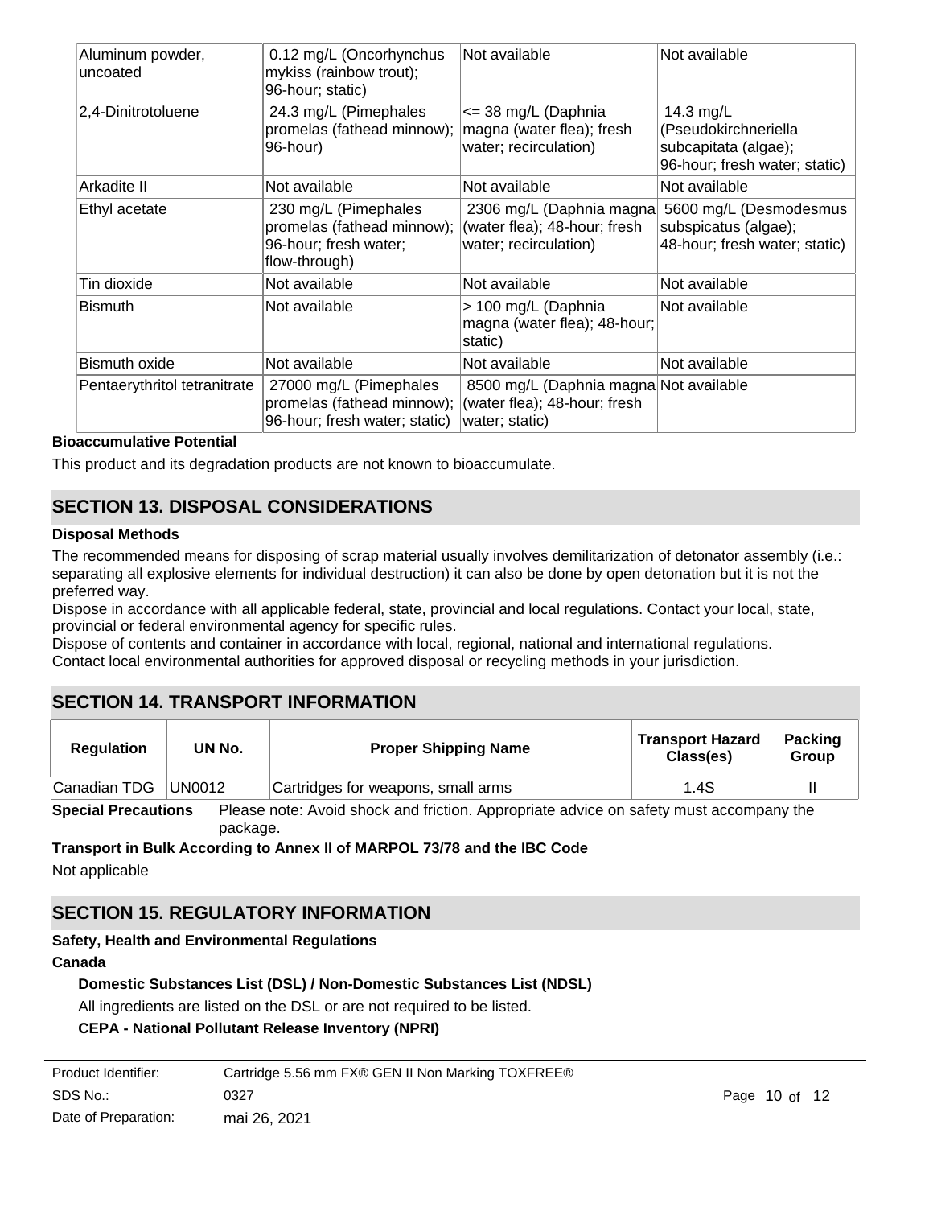| Aluminum powder, uncoated | 0.12 mg/L (Oncorhynchus mykiss (rainbow trout); 96-hour; static) | Not available | Not available |
|---|---|---|---|
| 2,4-Dinitrotoluene | 24.3 mg/L (Pimephales promelas (fathead minnow); 96-hour) | <= 38 mg/L (Daphnia magna (water flea); fresh water; recirculation) | 14.3 mg/L (Pseudokirchneriella subcapitata (algae); 96-hour; fresh water; static) |
| Arkadite II | Not available | Not available | Not available |
| Ethyl acetate | 230 mg/L (Pimephales promelas (fathead minnow); 96-hour; fresh water; flow-through) | 2306 mg/L (Daphnia magna (water flea); 48-hour; fresh water; recirculation) | 5600 mg/L (Desmodesmus subspicatus (algae); 48-hour; fresh water; static) |
| Tin dioxide | Not available | Not available | Not available |
| Bismuth | Not available | > 100 mg/L (Daphnia magna (water flea); 48-hour; static) | Not available |
| Bismuth oxide | Not available | Not available | Not available |
| Pentaerythritol tetranitrate | 27000 mg/L (Pimephales promelas (fathead minnow); 96-hour; fresh water; static) | 8500 mg/L (Daphnia magna (water flea); 48-hour; fresh water; static) | Not available |

**Bioaccumulative Potential**

This product and its degradation products are not known to bioaccumulate.

## SECTION 13. DISPOSAL CONSIDERATIONS

**Disposal Methods**

The recommended means for disposing of scrap material usually involves demilitarization of detonator assembly (i.e.: separating all explosive elements for individual destruction) it can also be done by open detonation but it is not the preferred way.
Dispose in accordance with all applicable federal, state, provincial and local regulations. Contact your local, state, provincial or federal environmental agency for specific rules.
Dispose of contents and container in accordance with local, regional, national and international regulations.
Contact local environmental authorities for approved disposal or recycling methods in your jurisdiction.

## SECTION 14. TRANSPORT INFORMATION

| Regulation | UN No. | Proper Shipping Name | Transport Hazard Class(es) | Packing Group |
|---|---|---|---|---|
| Canadian TDG | UN0012 | Cartridges for weapons, small arms | 1.4S | II |

**Special Precautions** Please note: Avoid shock and friction. Appropriate advice on safety must accompany the package.

**Transport in Bulk According to Annex II of MARPOL 73/78 and the IBC Code**

Not applicable

## SECTION 15. REGULATORY INFORMATION

**Safety, Health and Environmental Regulations**

**Canada**

**Domestic Substances List (DSL) / Non-Domestic Substances List (NDSL)**

All ingredients are listed on the DSL or are not required to be listed.

**CEPA - National Pollutant Release Inventory (NPRI)**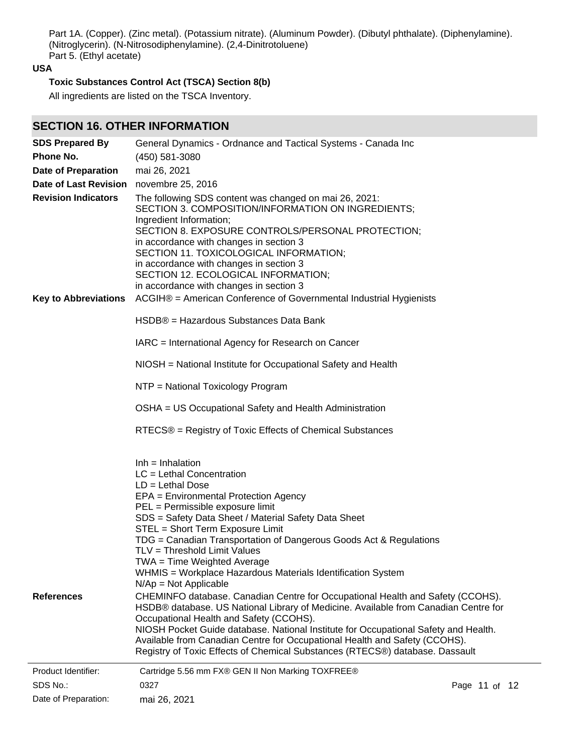Part 1A. (Copper). (Zinc metal). (Potassium nitrate). (Aluminum Powder). (Dibutyl phthalate). (Diphenylamine). (Nitroglycerin). (N-Nitrosodiphenylamine). (2,4-Dinitrotoluene)
Part 5. (Ethyl acetate)

**USA**

**Toxic Substances Control Act (TSCA) Section 8(b)**

All ingredients are listed on the TSCA Inventory.

## SECTION 16. OTHER INFORMATION

**SDS Prepared By** General Dynamics - Ordnance and Tactical Systems - Canada Inc

**Phone No.** (450) 581-3080

**Date of Preparation** mai 26, 2021

**Date of Last Revision** novembre 25, 2016

**Revision Indicators** The following SDS content was changed on mai 26, 2021:
SECTION 3. COMPOSITION/INFORMATION ON INGREDIENTS;
Ingredient Information;
SECTION 8. EXPOSURE CONTROLS/PERSONAL PROTECTION;
in accordance with changes in section 3
SECTION 11. TOXICOLOGICAL INFORMATION;
in accordance with changes in section 3
SECTION 12. ECOLOGICAL INFORMATION;
in accordance with changes in section 3

**Key to Abbreviations** ACGIH® = American Conference of Governmental Industrial Hygienists

HSDB® = Hazardous Substances Data Bank

IARC = International Agency for Research on Cancer

NIOSH = National Institute for Occupational Safety and Health

NTP = National Toxicology Program

OSHA = US Occupational Safety and Health Administration

RTECS® = Registry of Toxic Effects of Chemical Substances

Inh = Inhalation
LC = Lethal Concentration
LD = Lethal Dose
EPA = Environmental Protection Agency
PEL = Permissible exposure limit
SDS = Safety Data Sheet / Material Safety Data Sheet
STEL = Short Term Exposure Limit
TDG = Canadian Transportation of Dangerous Goods Act & Regulations
TLV = Threshold Limit Values
TWA = Time Weighted Average
WHMIS = Workplace Hazardous Materials Identification System
N/Ap = Not Applicable

**References** CHEMINFO database. Canadian Centre for Occupational Health and Safety (CCOHS).
HSDB® database. US National Library of Medicine. Available from Canadian Centre for Occupational Health and Safety (CCOHS).
NIOSH Pocket Guide database. National Institute for Occupational Safety and Health. Available from Canadian Centre for Occupational Health and Safety (CCOHS).
Registry of Toxic Effects of Chemical Substances (RTECS®) database. Dassault

Product Identifier: Cartridge 5.56 mm FX® GEN II Non Marking TOXFREE®
SDS No.: 0327
Date of Preparation: mai 26, 2021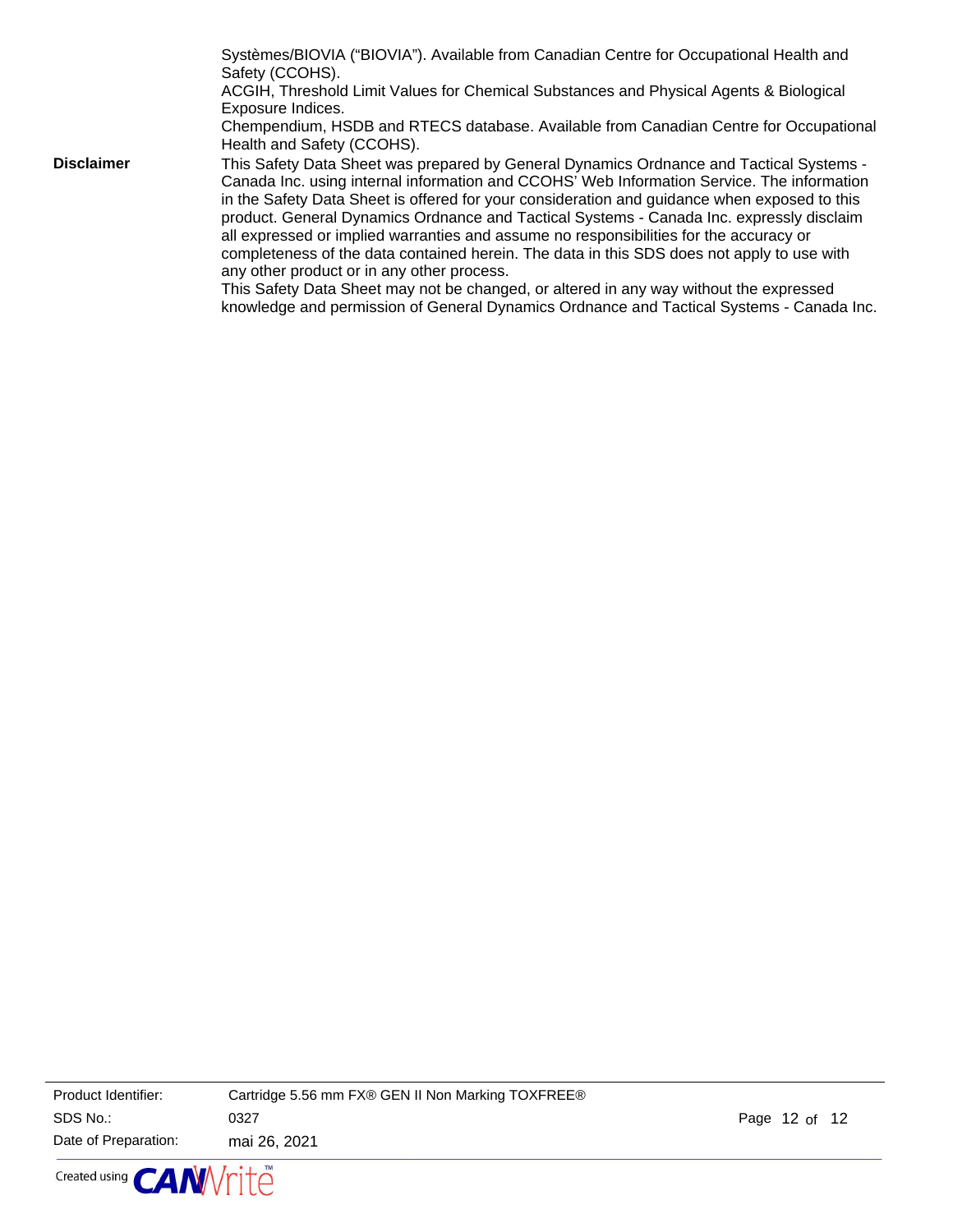Systèmes/BIOVIA ("BIOVIA"). Available from Canadian Centre for Occupational Health and Safety (CCOHS).
ACGIH, Threshold Limit Values for Chemical Substances and Physical Agents & Biological Exposure Indices.
Chempendium, HSDB and RTECS database. Available from Canadian Centre for Occupational Health and Safety (CCOHS).

**Disclaimer**

This Safety Data Sheet was prepared by General Dynamics Ordnance and Tactical Systems - Canada Inc. using internal information and CCOHS' Web Information Service. The information in the Safety Data Sheet is offered for your consideration and guidance when exposed to this product. General Dynamics Ordnance and Tactical Systems - Canada Inc. expressly disclaim all expressed or implied warranties and assume no responsibilities for the accuracy or completeness of the data contained herein. The data in this SDS does not apply to use with any other product or in any other process.
This Safety Data Sheet may not be changed, or altered in any way without the expressed knowledge and permission of General Dynamics Ordnance and Tactical Systems - Canada Inc.